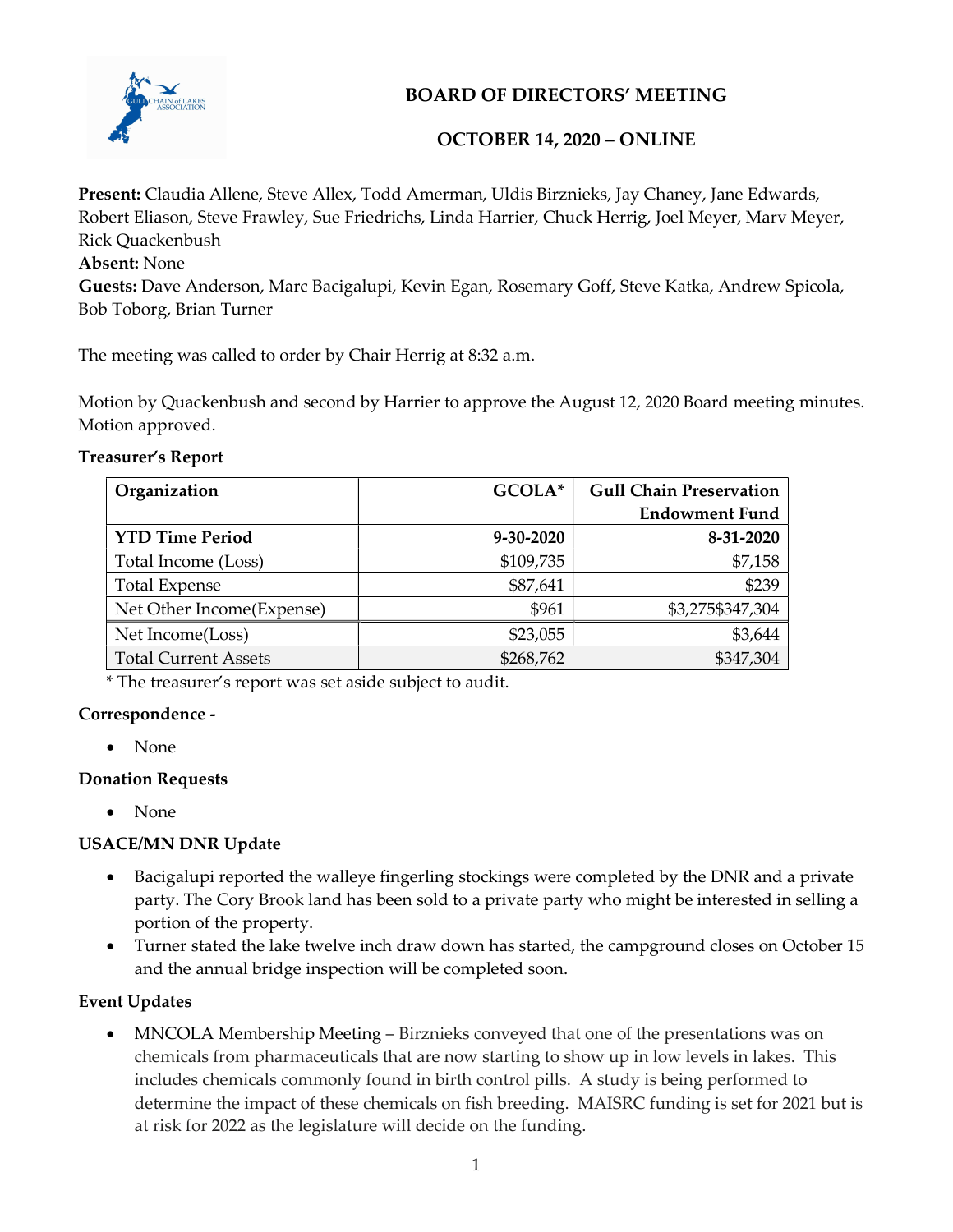# BOARD OF DIRECTORS' MEETING

## OCTOBER 14, 2020 – ONLINE

**Present:** Claudia Allene, Steve Allex, Todd Amerman, Uldis Birznieks, Jay Chaney, Jane Edwards, Robert Eliason, Steve Frawley, Sue Friedrichs, Linda Harrier, Chuck Herrig, Joel Meyer, Marv Meyer, Rick Quackenbush
**Absent:** None
**Guests:** Dave Anderson, Marc Bacigalupi, Kevin Egan, Rosemary Goff, Steve Katka, Andrew Spicola, Bob Toborg, Brian Turner

The meeting was called to order by Chair Herrig at 8:32 a.m.

Motion by Quackenbush and second by Harrier to approve the August 12, 2020 Board meeting minutes. Motion approved.

**Treasurer's Report**

| Organization | GCOLA* | Gull Chain Preservation Endowment Fund |
|---|---|---|
| **YTD Time Period** | **9-30-2020** | **8-31-2020** |
| Total Income (Loss) | $109,735 | $7,158 |
| Total Expense | $87,641 | $239 |
| Net Other Income(Expense) | $961 | $3,275$347,304 |
| Net Income(Loss) | $23,055 | $3,644 |
| Total Current Assets | $268,762 | $347,304 |

\* The treasurer's report was set aside subject to audit.

**Correspondence -**

- None

**Donation Requests**

- None

**USACE/MN DNR Update**

- Bacigalupi reported the walleye fingerling stockings were completed by the DNR and a private party. The Cory Brook land has been sold to a private party who might be interested in selling a portion of the property.
- Turner stated the lake twelve inch draw down has started, the campground closes on October 15 and the annual bridge inspection will be completed soon.

**Event Updates**

- MNCOLA Membership Meeting – Birznieks conveyed that one of the presentations was on chemicals from pharmaceuticals that are now starting to show up in low levels in lakes. This includes chemicals commonly found in birth control pills. A study is being performed to determine the impact of these chemicals on fish breeding. MAISRC funding is set for 2021 but is at risk for 2022 as the legislature will decide on the funding.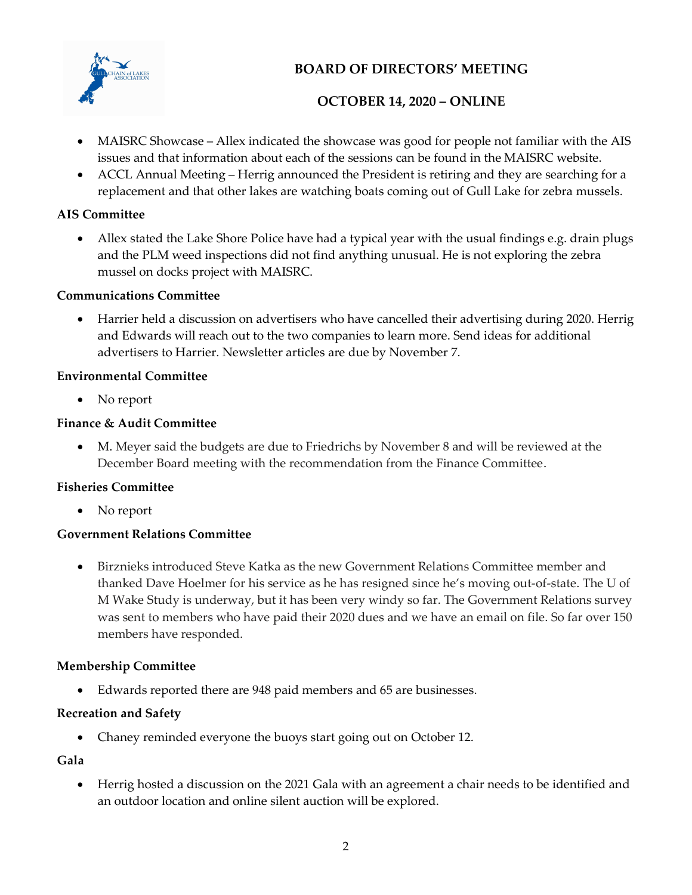- MAISRC Showcase – Allex indicated the showcase was good for people not familiar with the AIS issues and that information about each of the sessions can be found in the MAISRC website.
- ACCL Annual Meeting – Herrig announced the President is retiring and they are searching for a replacement and that other lakes are watching boats coming out of Gull Lake for zebra mussels.

**AIS Committee**

- Allex stated the Lake Shore Police have had a typical year with the usual findings e.g. drain plugs and the PLM weed inspections did not find anything unusual. He is not exploring the zebra mussel on docks project with MAISRC.

**Communications Committee**

- Harrier held a discussion on advertisers who have cancelled their advertising during 2020. Herrig and Edwards will reach out to the two companies to learn more. Send ideas for additional advertisers to Harrier. Newsletter articles are due by November 7.

**Environmental Committee**

- No report

**Finance & Audit Committee**

- M. Meyer said the budgets are due to Friedrichs by November 8 and will be reviewed at the December Board meeting with the recommendation from the Finance Committee.

**Fisheries Committee**

- No report

**Government Relations Committee**

- Birznieks introduced Steve Katka as the new Government Relations Committee member and thanked Dave Hoelmer for his service as he has resigned since he's moving out-of-state. The U of M Wake Study is underway, but it has been very windy so far. The Government Relations survey was sent to members who have paid their 2020 dues and we have an email on file. So far over 150 members have responded.

**Membership Committee**

- Edwards reported there are 948 paid members and 65 are businesses.

**Recreation and Safety**

- Chaney reminded everyone the buoys start going out on October 12.

**Gala**

- Herrig hosted a discussion on the 2021 Gala with an agreement a chair needs to be identified and an outdoor location and online silent auction will be explored.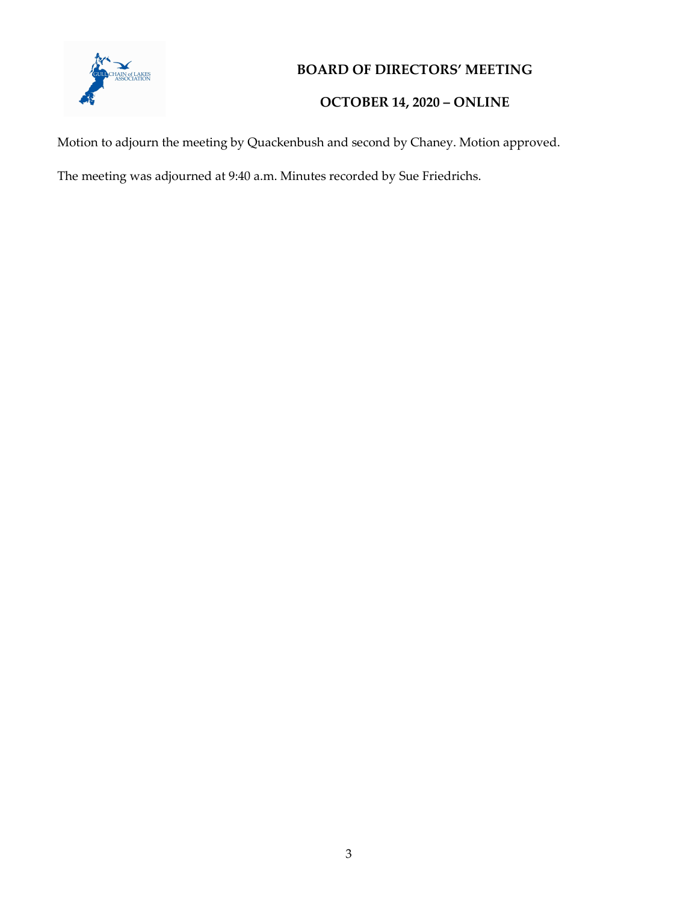Motion to adjourn the meeting by Quackenbush and second by Chaney. Motion approved.

The meeting was adjourned at 9:40 a.m. Minutes recorded by Sue Friedrichs.